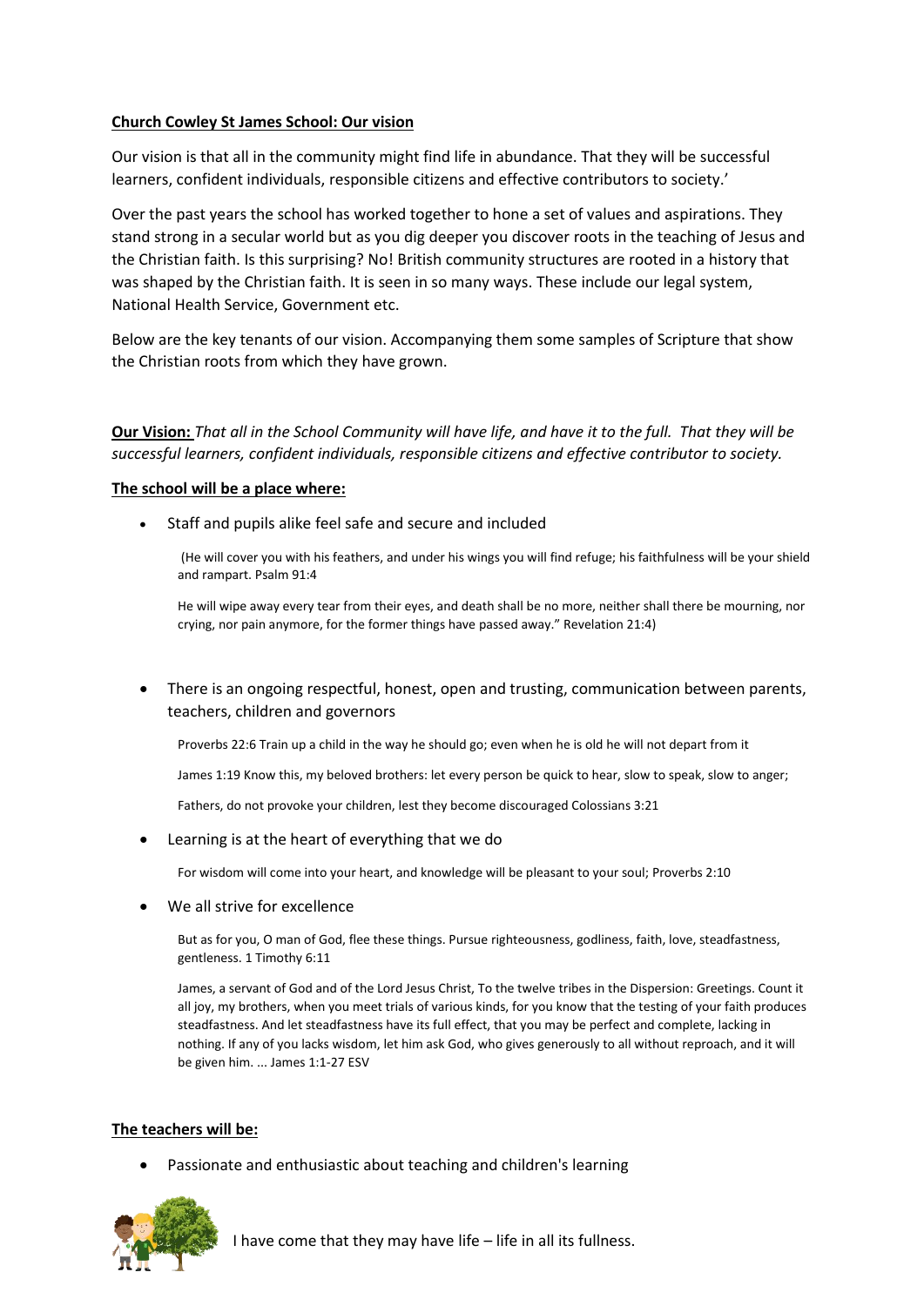**Church Cowley St James School: Our vision**

Our vision is that all in the community might find life in abundance. That they will be successful learners, confident individuals, responsible citizens and effective contributors to society.'

Over the past years the school has worked together to hone a set of values and aspirations. They stand strong in a secular world but as you dig deeper you discover roots in the teaching of Jesus and the Christian faith. Is this surprising? No! British community structures are rooted in a history that was shaped by the Christian faith. It is seen in so many ways. These include our legal system, National Health Service, Government etc.

Below are the key tenants of our vision. Accompanying them some samples of Scripture that show the Christian roots from which they have grown.

**Our Vision:** *That all in the School Community will have life, and have it to the full. That they will be successful learners, confident individuals, responsible citizens and effective contributor to society.*

**The school will be a place where:**

- Staff and pupils alike feel safe and secure and included

  (He will cover you with his feathers, and under his wings you will find refuge; his faithfulness will be your shield and rampart. Psalm 91:4

  He will wipe away every tear from their eyes, and death shall be no more, neither shall there be mourning, nor crying, nor pain anymore, for the former things have passed away." Revelation 21:4)

- There is an ongoing respectful, honest, open and trusting, communication between parents, teachers, children and governors

  Proverbs 22:6 Train up a child in the way he should go; even when he is old he will not depart from it

  James 1:19 Know this, my beloved brothers: let every person be quick to hear, slow to speak, slow to anger;

  Fathers, do not provoke your children, lest they become discouraged Colossians 3:21

- Learning is at the heart of everything that we do

  For wisdom will come into your heart, and knowledge will be pleasant to your soul; Proverbs 2:10

- We all strive for excellence

  But as for you, O man of God, flee these things. Pursue righteousness, godliness, faith, love, steadfastness, gentleness. 1 Timothy 6:11

  James, a servant of God and of the Lord Jesus Christ, To the twelve tribes in the Dispersion: Greetings. Count it all joy, my brothers, when you meet trials of various kinds, for you know that the testing of your faith produces steadfastness. And let steadfastness have its full effect, that you may be perfect and complete, lacking in nothing. If any of you lacks wisdom, let him ask God, who gives generously to all without reproach, and it will be given him. ... James 1:1-27 ESV

**The teachers will be:**

- Passionate and enthusiastic about teaching and children's learning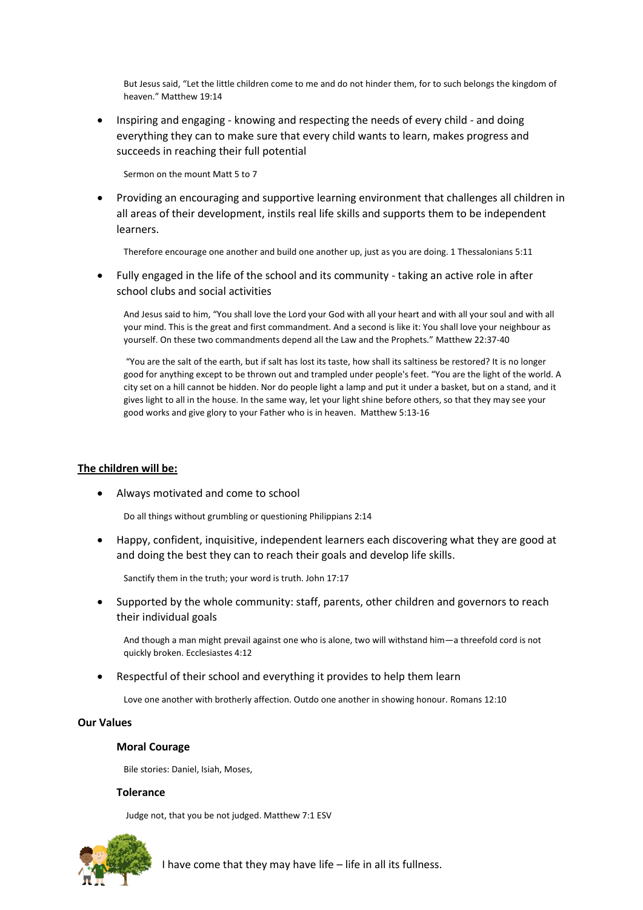But Jesus said, "Let the little children come to me and do not hinder them, for to such belongs the kingdom of heaven." Matthew 19:14

- Inspiring and engaging - knowing and respecting the needs of every child - and doing everything they can to make sure that every child wants to learn, makes progress and succeeds in reaching their full potential

  Sermon on the mount Matt 5 to 7

- Providing an encouraging and supportive learning environment that challenges all children in all areas of their development, instils real life skills and supports them to be independent learners.

  Therefore encourage one another and build one another up, just as you are doing. 1 Thessalonians 5:11

- Fully engaged in the life of the school and its community - taking an active role in after school clubs and social activities

  And Jesus said to him, "You shall love the Lord your God with all your heart and with all your soul and with all your mind. This is the great and first commandment. And a second is like it: You shall love your neighbour as yourself. On these two commandments depend all the Law and the Prophets." Matthew 22:37-40

  "You are the salt of the earth, but if salt has lost its taste, how shall its saltiness be restored? It is no longer good for anything except to be thrown out and trampled under people's feet. "You are the light of the world. A city set on a hill cannot be hidden. Nor do people light a lamp and put it under a basket, but on a stand, and it gives light to all in the house. In the same way, let your light shine before others, so that they may see your good works and give glory to your Father who is in heaven. Matthew 5:13-16

**<u>The children will be:</u>**

- Always motivated and come to school

  Do all things without grumbling or questioning Philippians 2:14

- Happy, confident, inquisitive, independent learners each discovering what they are good at and doing the best they can to reach their goals and develop life skills.

  Sanctify them in the truth; your word is truth. John 17:17

- Supported by the whole community: staff, parents, other children and governors to reach their individual goals

  And though a man might prevail against one who is alone, two will withstand him—a threefold cord is not quickly broken. Ecclesiastes 4:12

- Respectful of their school and everything it provides to help them learn

  Love one another with brotherly affection. Outdo one another in showing honour. Romans 12:10

**Our Values**

**Moral Courage**

Bile stories: Daniel, Isiah, Moses,

**Tolerance**

Judge not, that you be not judged. Matthew 7:1 ESV

I have come that they may have life – life in all its fullness.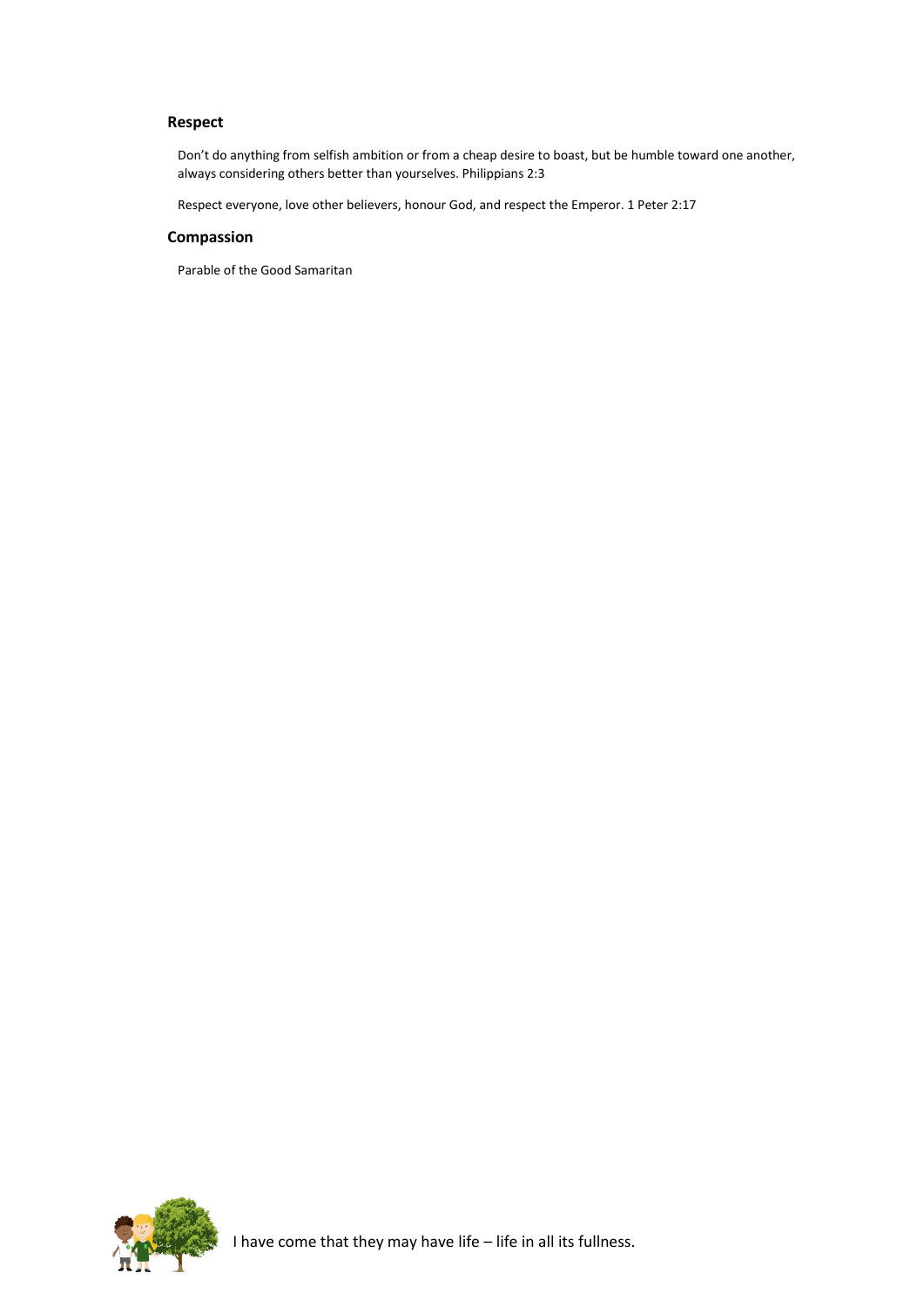## Respect

Don't do anything from selfish ambition or from a cheap desire to boast, but be humble toward one another, always considering others better than yourselves. Philippians 2:3

Respect everyone, love other believers, honour God, and respect the Emperor. 1 Peter 2:17

## Compassion

Parable of the Good Samaritan